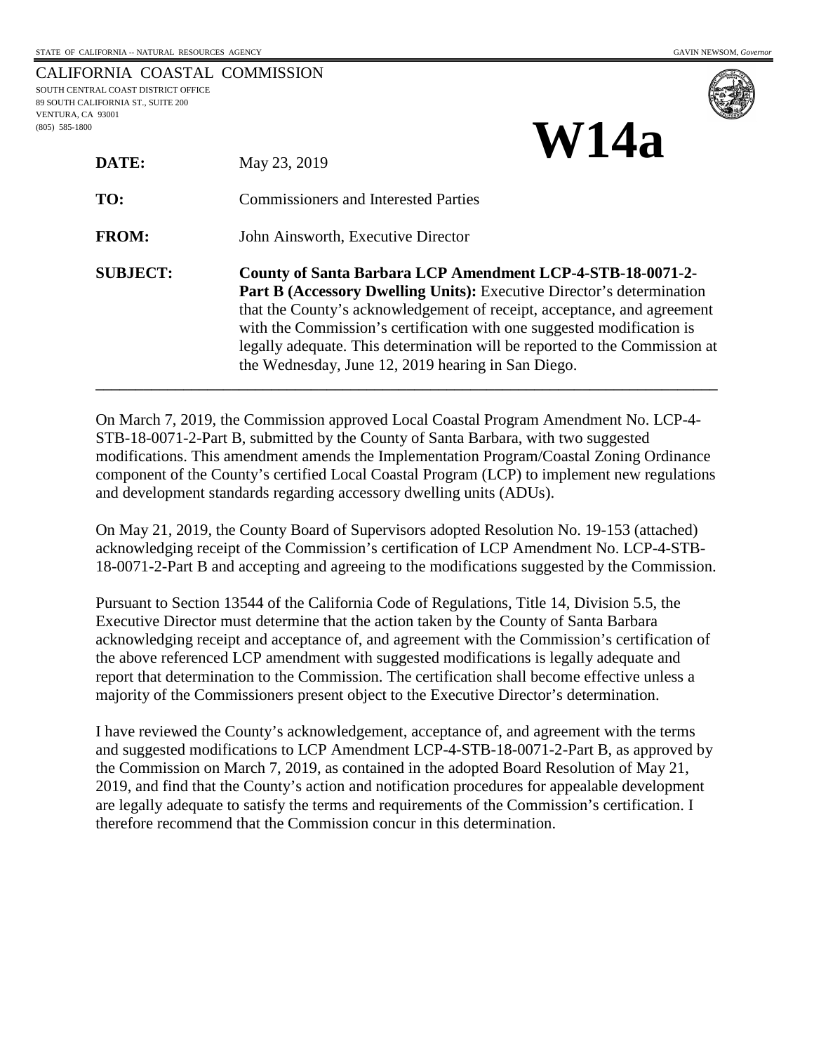STATE OF CALIFORNIA -- NATURAL RESOURCES AGENCY GAVIN NEWSOM, *Governor*

CALIFORNIA COASTAL COMMISSION
SOUTH CENTRAL COAST DISTRICT OFFICE
89 SOUTH CALIFORNIA ST., SUITE 200
VENTURA, CA 93001
(805) 585-1800

# W14a

**DATE:** May 23, 2019

**TO:** Commissioners and Interested Parties

**FROM:** John Ainsworth, Executive Director

**SUBJECT:** **County of Santa Barbara LCP Amendment LCP-4-STB-18-0071-2-Part B (Accessory Dwelling Units):** Executive Director's determination that the County's acknowledgement of receipt, acceptance, and agreement with the Commission's certification with one suggested modification is legally adequate. This determination will be reported to the Commission at the Wednesday, June 12, 2019 hearing in San Diego.

---

On March 7, 2019, the Commission approved Local Coastal Program Amendment No. LCP-4-STB-18-0071-2-Part B, submitted by the County of Santa Barbara, with two suggested modifications. This amendment amends the Implementation Program/Coastal Zoning Ordinance component of the County's certified Local Coastal Program (LCP) to implement new regulations and development standards regarding accessory dwelling units (ADUs).

On May 21, 2019, the County Board of Supervisors adopted Resolution No. 19-153 (attached) acknowledging receipt of the Commission's certification of LCP Amendment No. LCP-4-STB-18-0071-2-Part B and accepting and agreeing to the modifications suggested by the Commission.

Pursuant to Section 13544 of the California Code of Regulations, Title 14, Division 5.5, the Executive Director must determine that the action taken by the County of Santa Barbara acknowledging receipt and acceptance of, and agreement with the Commission's certification of the above referenced LCP amendment with suggested modifications is legally adequate and report that determination to the Commission. The certification shall become effective unless a majority of the Commissioners present object to the Executive Director's determination.

I have reviewed the County's acknowledgement, acceptance of, and agreement with the terms and suggested modifications to LCP Amendment LCP-4-STB-18-0071-2-Part B, as approved by the Commission on March 7, 2019, as contained in the adopted Board Resolution of May 21, 2019, and find that the County's action and notification procedures for appealable development are legally adequate to satisfy the terms and requirements of the Commission's certification. I therefore recommend that the Commission concur in this determination.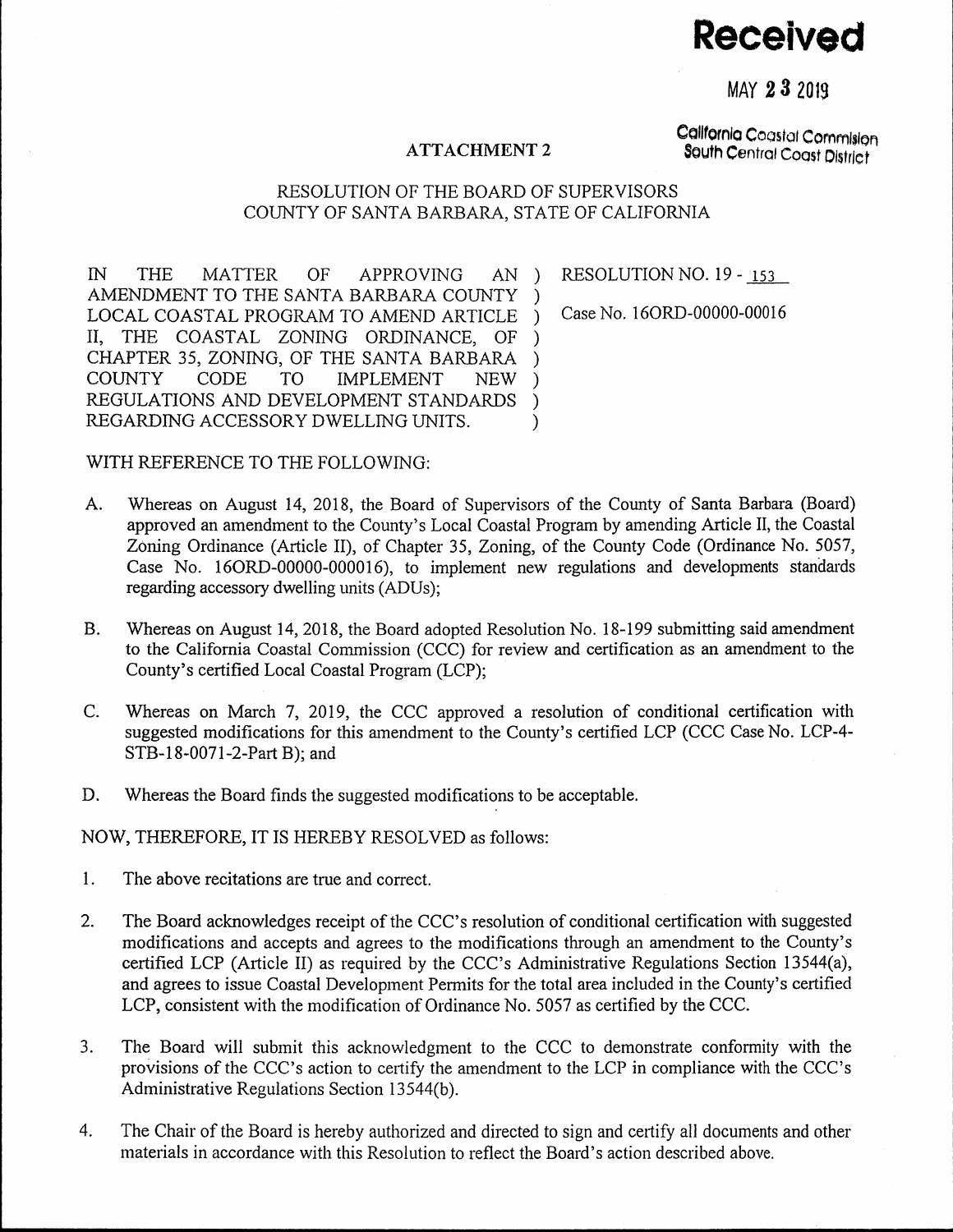**Received**

MAY 23 2019

California Coastal Commision
South Central Coast District

ATTACHMENT 2

RESOLUTION OF THE BOARD OF SUPERVISORS
COUNTY OF SANTA BARBARA, STATE OF CALIFORNIA

| | |
|---|---|
| IN THE MATTER OF APPROVING AN AMENDMENT TO THE SANTA BARBARA COUNTY LOCAL COASTAL PROGRAM TO AMEND ARTICLE II, THE COASTAL ZONING ORDINANCE, OF CHAPTER 35, ZONING, OF THE SANTA BARBARA COUNTY CODE TO IMPLEMENT NEW REGULATIONS AND DEVELOPMENT STANDARDS REGARDING ACCESSORY DWELLING UNITS. | RESOLUTION NO. 19 - 153<br><br>Case No. 16ORD-00000-00016 |

WITH REFERENCE TO THE FOLLOWING:

A. Whereas on August 14, 2018, the Board of Supervisors of the County of Santa Barbara (Board) approved an amendment to the County's Local Coastal Program by amending Article II, the Coastal Zoning Ordinance (Article II), of Chapter 35, Zoning, of the County Code (Ordinance No. 5057, Case No. 16ORD-00000-000016), to implement new regulations and developments standards regarding accessory dwelling units (ADUs);

B. Whereas on August 14, 2018, the Board adopted Resolution No. 18-199 submitting said amendment to the California Coastal Commission (CCC) for review and certification as an amendment to the County's certified Local Coastal Program (LCP);

C. Whereas on March 7, 2019, the CCC approved a resolution of conditional certification with suggested modifications for this amendment to the County's certified LCP (CCC Case No. LCP-4-STB-18-0071-2-Part B); and

D. Whereas the Board finds the suggested modifications to be acceptable.

NOW, THEREFORE, IT IS HEREBY RESOLVED as follows:

1. The above recitations are true and correct.

2. The Board acknowledges receipt of the CCC's resolution of conditional certification with suggested modifications and accepts and agrees to the modifications through an amendment to the County's certified LCP (Article II) as required by the CCC's Administrative Regulations Section 13544(a), and agrees to issue Coastal Development Permits for the total area included in the County's certified LCP, consistent with the modification of Ordinance No. 5057 as certified by the CCC.

3. The Board will submit this acknowledgment to the CCC to demonstrate conformity with the provisions of the CCC's action to certify the amendment to the LCP in compliance with the CCC's Administrative Regulations Section 13544(b).

4. The Chair of the Board is hereby authorized and directed to sign and certify all documents and other materials in accordance with this Resolution to reflect the Board's action described above.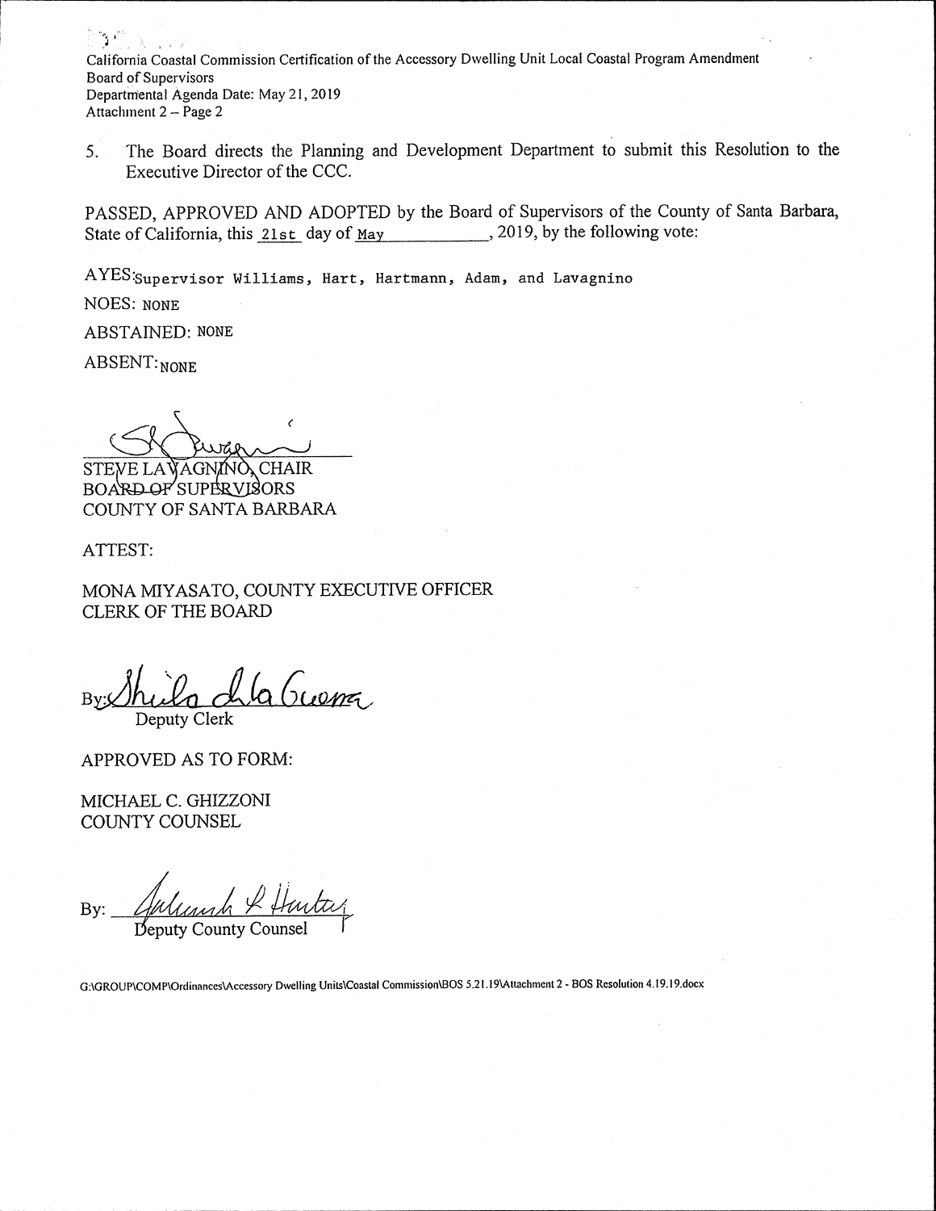California Coastal Commission Certification of the Accessory Dwelling Unit Local Coastal Program Amendment
Board of Supervisors
Departmental Agenda Date: May 21, 2019
Attachment 2 – Page 2

5. The Board directs the Planning and Development Department to submit this Resolution to the Executive Director of the CCC.

PASSED, APPROVED AND ADOPTED by the Board of Supervisors of the County of Santa Barbara, State of California, this 21st day of May, 2019, by the following vote:

AYES: Supervisor Williams, Hart, Hartmann, Adam, and Lavagnino

NOES: NONE

ABSTAINED: NONE

ABSENT: NONE

STEVE LAVAGNINO, CHAIR
BOARD OF SUPERVISORS
COUNTY OF SANTA BARBARA

ATTEST:

MONA MIYASATO, COUNTY EXECUTIVE OFFICER
CLERK OF THE BOARD

By: Sheila de la Guerra
Deputy Clerk

APPROVED AS TO FORM:

MICHAEL C. GHIZZONI
COUNTY COUNSEL

By: ____________________
Deputy County Counsel

G:\GROUP\COMP\Ordinances\Accessory Dwelling Units\Coastal Commission\BOS 5.21.19\Attachment 2 - BOS Resolution 4.19.19.docx